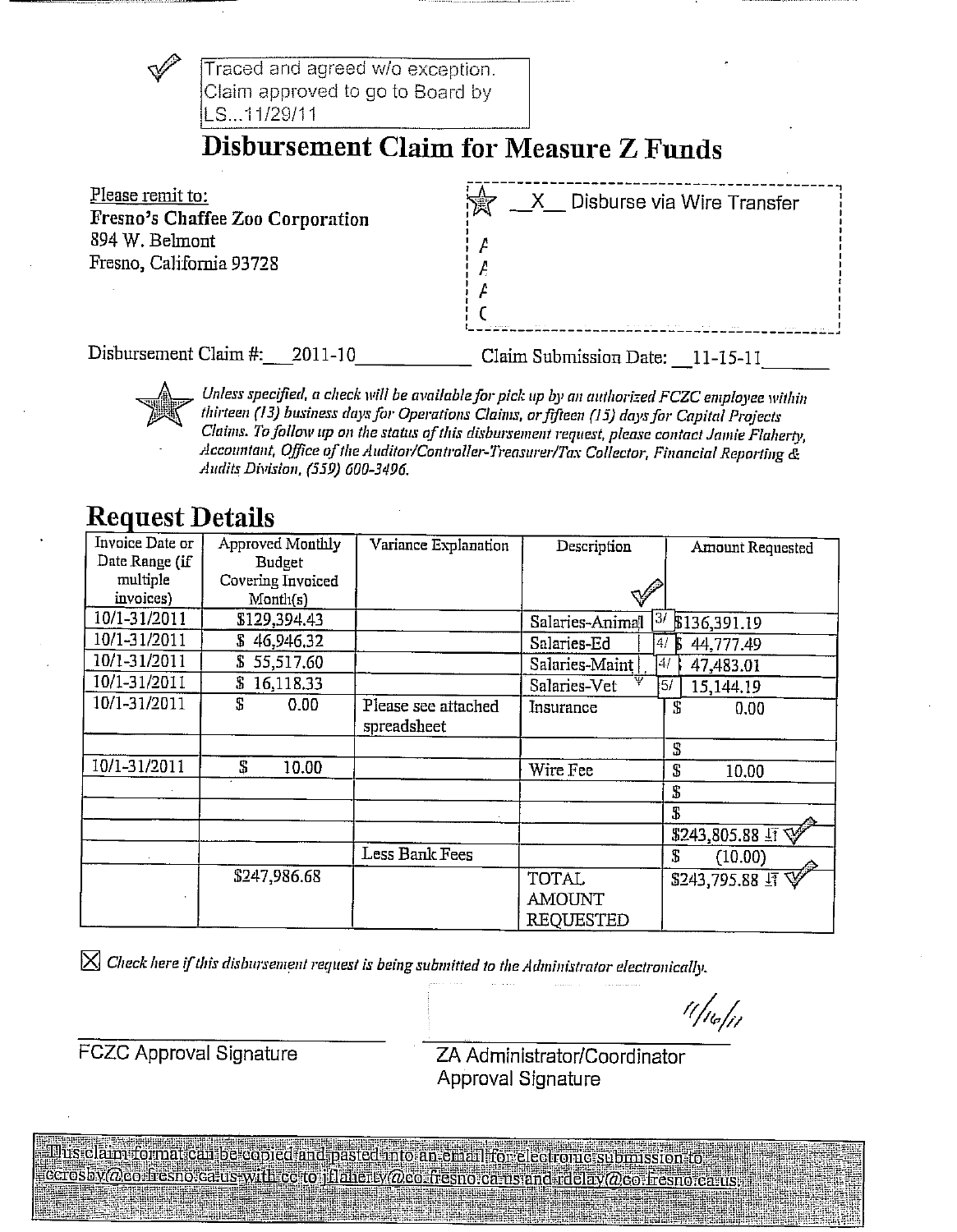Traced and agreed w/o exception.
Claim approved to go to Board by
LS...11/29/11

# Disbursement Claim for Measure Z Funds

Please remit to:
**Fresno's Chaffee Zoo Corporation**
894 W. Belmont
Fresno, California 93728

__X__ Disburse via Wire Transfer

Disbursement Claim #: 2011-10 Claim Submission Date: 11-15-11

*Unless specified, a check will be available for pick up by an authorized FCZC employee within thirteen (13) business days for Operations Claims, or fifteen (15) days for Capital Projects Claims. To follow up on the status of this disbursement request, please contact Jamie Flaherty, Accountant, Office of the Auditor/Controller-Treasurer/Tax Collector, Financial Reporting & Audits Division, (559) 600-3496.*

## Request Details

| Invoice Date or Date Range (if multiple invoices) | Approved Monthly Budget Covering Invoiced Month(s) | Variance Explanation | Description | Amount Requested |
|---|---|---|---|---|
| 10/1-31/2011 | $129,394.43 | | Salaries-Animal 3/ | $136,391.19 |
| 10/1-31/2011 | $ 46,946.32 | | Salaries-Ed 4/ | $ 44,777.49 |
| 10/1-31/2011 | $ 55,517.60 | | Salaries-Maint 4/ | 47,483.01 |
| 10/1-31/2011 | $ 16,118.33 | | Salaries-Vet 5/ | 15,144.19 |
| 10/1-31/2011 | $ 0.00 | Please see attached spreadsheet | Insurance | $ 0.00 |
| | | | | $ |
| 10/1-31/2011 | $ 10.00 | | Wire Fee | $ 10.00 |
| | | | | $ |
| | | | | $ |
| | | | | $243,805.88 |
| | | Less Bank Fees | | $ (10.00) |
| | $247,986.68 | | TOTAL AMOUNT REQUESTED | $243,795.88 |

☒ *Check here if this disbursement request is being submitted to the Administrator electronically.*

11/16/11

FCZC Approval Signature

ZA Administrator/Coordinator Approval Signature

This claim format can be copied and pasted into an email for electronic submission to ccrosby@co.fresno.ca.us with cc to jflaherty@co.fresno.ca.us and rdelay@co.fresno.ca.us.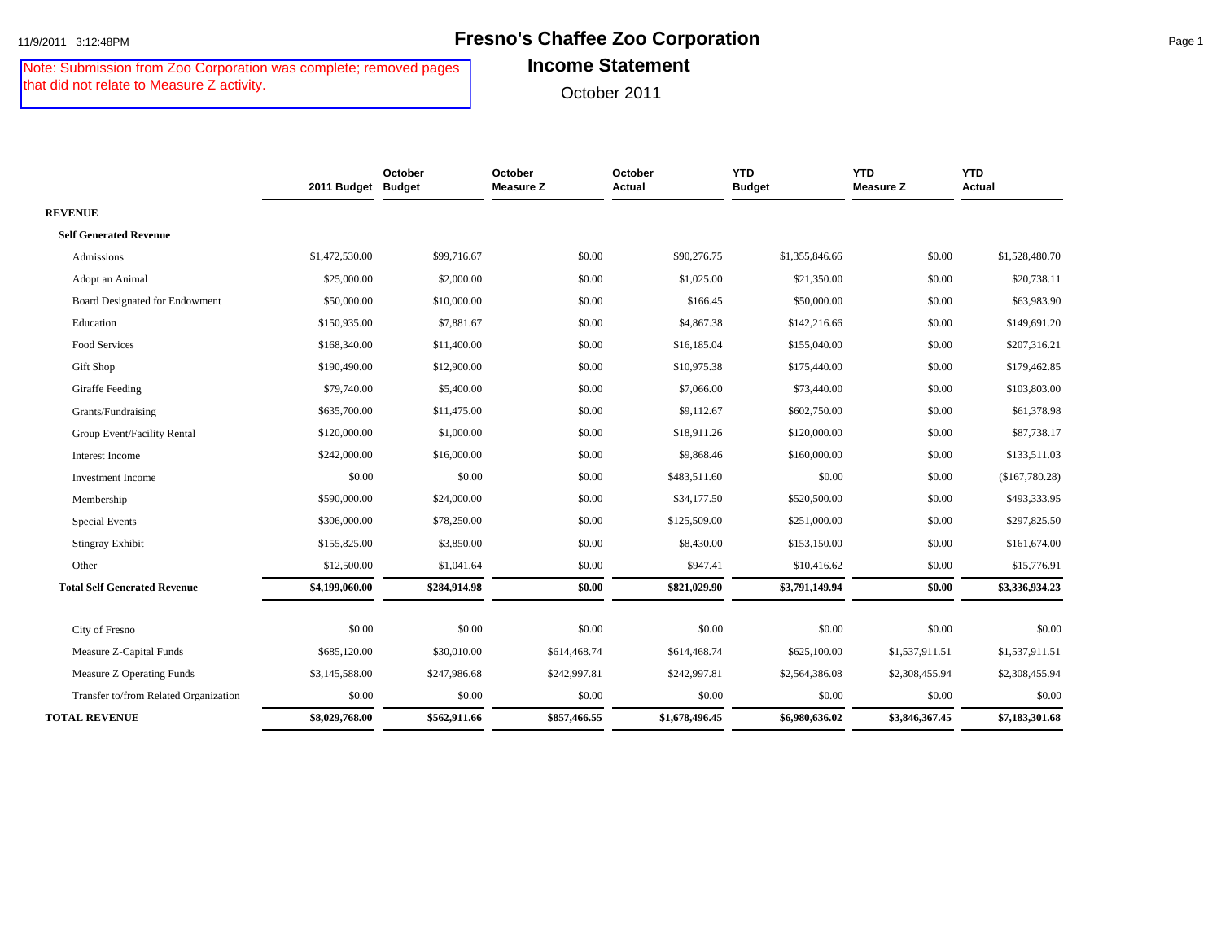# Fresno's Chaffee Zoo Corporation

## Income Statement

October 2011

Note: Submission from Zoo Corporation was complete; removed pages that did not relate to Measure Z activity.

| | 2011 Budget | October Budget | October Measure Z | October Actual | YTD Budget | YTD Measure Z | YTD Actual |
|---|---|---|---|---|---|---|---|
| **REVENUE** | | | | | | | |
| **Self Generated Revenue** | | | | | | | |
| Admissions | $1,472,530.00 | $99,716.67 | $0.00 | $90,276.75 | $1,355,846.66 | $0.00 | $1,528,480.70 |
| Adopt an Animal | $25,000.00 | $2,000.00 | $0.00 | $1,025.00 | $21,350.00 | $0.00 | $20,738.11 |
| Board Designated for Endowment | $50,000.00 | $10,000.00 | $0.00 | $166.45 | $50,000.00 | $0.00 | $63,983.90 |
| Education | $150,935.00 | $7,881.67 | $0.00 | $4,867.38 | $142,216.66 | $0.00 | $149,691.20 |
| Food Services | $168,340.00 | $11,400.00 | $0.00 | $16,185.04 | $155,040.00 | $0.00 | $207,316.21 |
| Gift Shop | $190,490.00 | $12,900.00 | $0.00 | $10,975.38 | $175,440.00 | $0.00 | $179,462.85 |
| Giraffe Feeding | $79,740.00 | $5,400.00 | $0.00 | $7,066.00 | $73,440.00 | $0.00 | $103,803.00 |
| Grants/Fundraising | $635,700.00 | $11,475.00 | $0.00 | $9,112.67 | $602,750.00 | $0.00 | $61,378.98 |
| Group Event/Facility Rental | $120,000.00 | $1,000.00 | $0.00 | $18,911.26 | $120,000.00 | $0.00 | $87,738.17 |
| Interest Income | $242,000.00 | $16,000.00 | $0.00 | $9,868.46 | $160,000.00 | $0.00 | $133,511.03 |
| Investment Income | $0.00 | $0.00 | $0.00 | $483,511.60 | $0.00 | $0.00 | ($167,780.28) |
| Membership | $590,000.00 | $24,000.00 | $0.00 | $34,177.50 | $520,500.00 | $0.00 | $493,333.95 |
| Special Events | $306,000.00 | $78,250.00 | $0.00 | $125,509.00 | $251,000.00 | $0.00 | $297,825.50 |
| Stingray Exhibit | $155,825.00 | $3,850.00 | $0.00 | $8,430.00 | $153,150.00 | $0.00 | $161,674.00 |
| Other | $12,500.00 | $1,041.64 | $0.00 | $947.41 | $10,416.62 | $0.00 | $15,776.91 |
| **Total Self Generated Revenue** | **$4,199,060.00** | **$284,914.98** | **$0.00** | **$821,029.90** | **$3,791,149.94** | **$0.00** | **$3,336,934.23** |
| City of Fresno | $0.00 | $0.00 | $0.00 | $0.00 | $0.00 | $0.00 | $0.00 |
| Measure Z-Capital Funds | $685,120.00 | $30,010.00 | $614,468.74 | $614,468.74 | $625,100.00 | $1,537,911.51 | $1,537,911.51 |
| Measure Z Operating Funds | $3,145,588.00 | $247,986.68 | $242,997.81 | $242,997.81 | $2,564,386.08 | $2,308,455.94 | $2,308,455.94 |
| Transfer to/from Related Organization | $0.00 | $0.00 | $0.00 | $0.00 | $0.00 | $0.00 | $0.00 |
| **TOTAL REVENUE** | **$8,029,768.00** | **$562,911.66** | **$857,466.55** | **$1,678,496.45** | **$6,980,636.02** | **$3,846,367.45** | **$7,183,301.68** |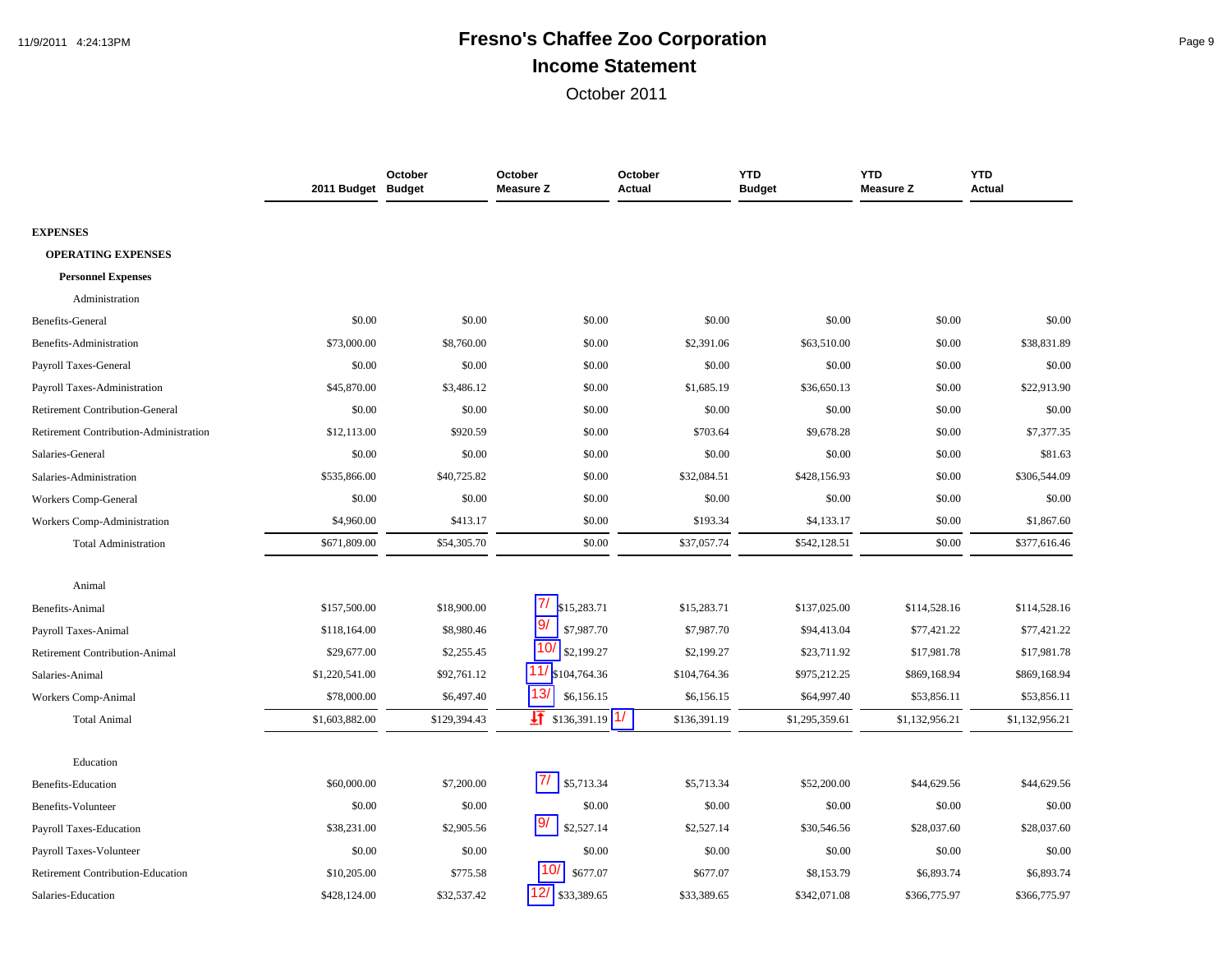# Fresno's Chaffee Zoo Corporation

## Income Statement

October 2011

| | 2011 Budget | October Budget | October Measure Z | October Actual | YTD Budget | YTD Measure Z | YTD Actual |
|---|---|---|---|---|---|---|---|
| **EXPENSES** | | | | | | | |
| **OPERATING EXPENSES** | | | | | | | |
| **Personnel Expenses** | | | | | | | |
| Administration | | | | | | | |
| Benefits-General | $0.00 | $0.00 | $0.00 | $0.00 | $0.00 | $0.00 | $0.00 |
| Benefits-Administration | $73,000.00 | $8,760.00 | $0.00 | $2,391.06 | $63,510.00 | $0.00 | $38,831.89 |
| Payroll Taxes-General | $0.00 | $0.00 | $0.00 | $0.00 | $0.00 | $0.00 | $0.00 |
| Payroll Taxes-Administration | $45,870.00 | $3,486.12 | $0.00 | $1,685.19 | $36,650.13 | $0.00 | $22,913.90 |
| Retirement Contribution-General | $0.00 | $0.00 | $0.00 | $0.00 | $0.00 | $0.00 | $0.00 |
| Retirement Contribution-Administration | $12,113.00 | $920.59 | $0.00 | $703.64 | $9,678.28 | $0.00 | $7,377.35 |
| Salaries-General | $0.00 | $0.00 | $0.00 | $0.00 | $0.00 | $0.00 | $81.63 |
| Salaries-Administration | $535,866.00 | $40,725.82 | $0.00 | $32,084.51 | $428,156.93 | $0.00 | $306,544.09 |
| Workers Comp-General | $0.00 | $0.00 | $0.00 | $0.00 | $0.00 | $0.00 | $0.00 |
| Workers Comp-Administration | $4,960.00 | $413.17 | $0.00 | $193.34 | $4,133.17 | $0.00 | $1,867.60 |
| Total Administration | $671,809.00 | $54,305.70 | $0.00 | $37,057.74 | $542,128.51 | $0.00 | $377,616.46 |
| Animal | | | | | | | |
| Benefits-Animal | $157,500.00 | $18,900.00 | 7/ $15,283.71 | $15,283.71 | $137,025.00 | $114,528.16 | $114,528.16 |
| Payroll Taxes-Animal | $118,164.00 | $8,980.46 | 9/ $7,987.70 | $7,987.70 | $94,413.04 | $77,421.22 | $77,421.22 |
| Retirement Contribution-Animal | $29,677.00 | $2,255.45 | 10/ $2,199.27 | $2,199.27 | $23,711.92 | $17,981.78 | $17,981.78 |
| Salaries-Animal | $1,220,541.00 | $92,761.12 | 11/ $104,764.36 | $104,764.36 | $975,212.25 | $869,168.94 | $869,168.94 |
| Workers Comp-Animal | $78,000.00 | $6,497.40 | 13/ $6,156.15 | $6,156.15 | $64,997.40 | $53,856.11 | $53,856.11 |
| Total Animal | $1,603,882.00 | $129,394.43 | $136,391.19 1/ | $136,391.19 | $1,295,359.61 | $1,132,956.21 | $1,132,956.21 |
| Education | | | | | | | |
| Benefits-Education | $60,000.00 | $7,200.00 | 7/ $5,713.34 | $5,713.34 | $52,200.00 | $44,629.56 | $44,629.56 |
| Benefits-Volunteer | $0.00 | $0.00 | $0.00 | $0.00 | $0.00 | $0.00 | $0.00 |
| Payroll Taxes-Education | $38,231.00 | $2,905.56 | 9/ $2,527.14 | $2,527.14 | $30,546.56 | $28,037.60 | $28,037.60 |
| Payroll Taxes-Volunteer | $0.00 | $0.00 | $0.00 | $0.00 | $0.00 | $0.00 | $0.00 |
| Retirement Contribution-Education | $10,205.00 | $775.58 | 10/ $677.07 | $677.07 | $8,153.79 | $6,893.74 | $6,893.74 |
| Salaries-Education | $428,124.00 | $32,537.42 | 12/ $33,389.65 | $33,389.65 | $342,071.08 | $366,775.97 | $366,775.97 |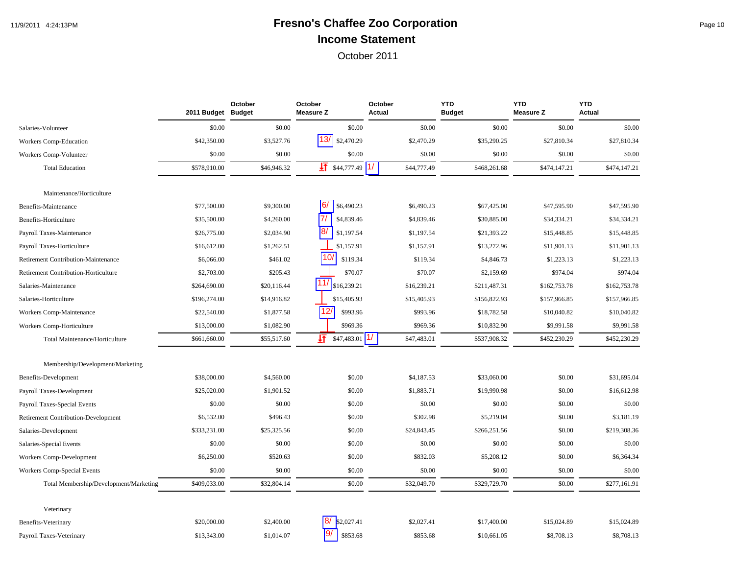# Fresno's Chaffee Zoo Corporation

## Income Statement

October 2011

| | 2011 Budget | October Budget | October Measure Z | October Actual | YTD Budget | YTD Measure Z | YTD Actual |
|---|---|---|---|---|---|---|---|
| Salaries-Volunteer | $0.00 | $0.00 | $0.00 | $0.00 | $0.00 | $0.00 | $0.00 |
| Workers Comp-Education | $42,350.00 | $3,527.76 | 13/ $2,470.29 | $2,470.29 | $35,290.25 | $27,810.34 | $27,810.34 |
| Workers Comp-Volunteer | $0.00 | $0.00 | $0.00 | $0.00 | $0.00 | $0.00 | $0.00 |
| Total Education | $578,910.00 | $46,946.32 | $44,777.49 1/ | $44,777.49 | $468,261.68 | $474,147.21 | $474,147.21 |
| Maintenance/Horticulture | | | | | | | |
| Benefits-Maintenance | $77,500.00 | $9,300.00 | 6/ $6,490.23 | $6,490.23 | $67,425.00 | $47,595.90 | $47,595.90 |
| Benefits-Horticulture | $35,500.00 | $4,260.00 | 7/ $4,839.46 | $4,839.46 | $30,885.00 | $34,334.21 | $34,334.21 |
| Payroll Taxes-Maintenance | $26,775.00 | $2,034.90 | 8/ $1,197.54 | $1,197.54 | $21,393.22 | $15,448.85 | $15,448.85 |
| Payroll Taxes-Horticulture | $16,612.00 | $1,262.51 | $1,157.91 | $1,157.91 | $13,272.96 | $11,901.13 | $11,901.13 |
| Retirement Contribution-Maintenance | $6,066.00 | $461.02 | 10/ $119.34 | $119.34 | $4,846.73 | $1,223.13 | $1,223.13 |
| Retirement Contribution-Horticulture | $2,703.00 | $205.43 | $70.07 | $70.07 | $2,159.69 | $974.04 | $974.04 |
| Salaries-Maintenance | $264,690.00 | $20,116.44 | 11/ $16,239.21 | $16,239.21 | $211,487.31 | $162,753.78 | $162,753.78 |
| Salaries-Horticulture | $196,274.00 | $14,916.82 | $15,405.93 | $15,405.93 | $156,822.93 | $157,966.85 | $157,966.85 |
| Workers Comp-Maintenance | $22,540.00 | $1,877.58 | 12/ $993.96 | $993.96 | $18,782.58 | $10,040.82 | $10,040.82 |
| Workers Comp-Horticulture | $13,000.00 | $1,082.90 | $969.36 | $969.36 | $10,832.90 | $9,991.58 | $9,991.58 |
| Total Maintenance/Horticulture | $661,660.00 | $55,517.60 | $47,483.01 1/ | $47,483.01 | $537,908.32 | $452,230.29 | $452,230.29 |
| Membership/Development/Marketing | | | | | | | |
| Benefits-Development | $38,000.00 | $4,560.00 | $0.00 | $4,187.53 | $33,060.00 | $0.00 | $31,695.04 |
| Payroll Taxes-Development | $25,020.00 | $1,901.52 | $0.00 | $1,883.71 | $19,990.98 | $0.00 | $16,612.98 |
| Payroll Taxes-Special Events | $0.00 | $0.00 | $0.00 | $0.00 | $0.00 | $0.00 | $0.00 |
| Retirement Contribution-Development | $6,532.00 | $496.43 | $0.00 | $302.98 | $5,219.04 | $0.00 | $3,181.19 |
| Salaries-Development | $333,231.00 | $25,325.56 | $0.00 | $24,843.45 | $266,251.56 | $0.00 | $219,308.36 |
| Salaries-Special Events | $0.00 | $0.00 | $0.00 | $0.00 | $0.00 | $0.00 | $0.00 |
| Workers Comp-Development | $6,250.00 | $520.63 | $0.00 | $832.03 | $5,208.12 | $0.00 | $6,364.34 |
| Workers Comp-Special Events | $0.00 | $0.00 | $0.00 | $0.00 | $0.00 | $0.00 | $0.00 |
| Total Membership/Development/Marketing | $409,033.00 | $32,804.14 | $0.00 | $32,049.70 | $329,729.70 | $0.00 | $277,161.91 |
| Veterinary | | | | | | | |
| Benefits-Veterinary | $20,000.00 | $2,400.00 | 8/ $2,027.41 | $2,027.41 | $17,400.00 | $15,024.89 | $15,024.89 |
| Payroll Taxes-Veterinary | $13,343.00 | $1,014.07 | 9/ $853.68 | $853.68 | $10,661.05 | $8,708.13 | $8,708.13 |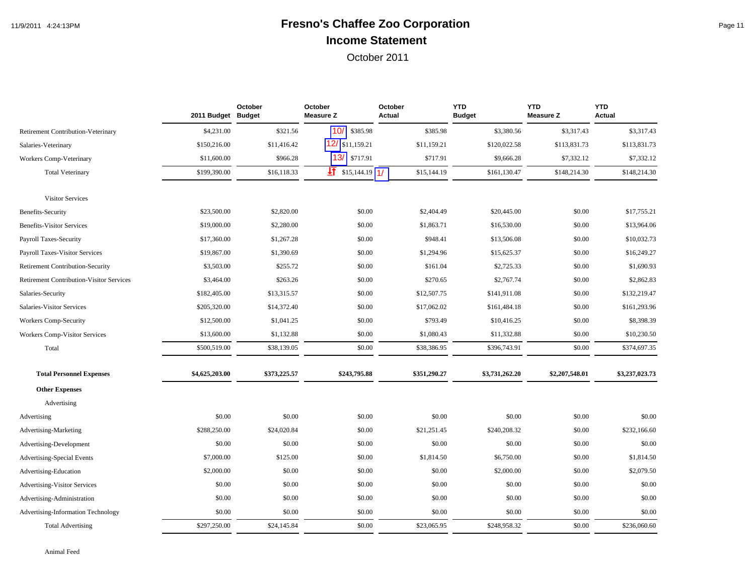# Fresno's Chaffee Zoo Corporation

## Income Statement

October 2011

| | 2011 Budget | October Budget | October Measure Z | October Actual | YTD Budget | YTD Measure Z | YTD Actual |
|---|---|---|---|---|---|---|---|
| Retirement Contribution-Veterinary | $4,231.00 | $321.56 | 10/ $385.98 | $385.98 | $3,380.56 | $3,317.43 | $3,317.43 |
| Salaries-Veterinary | $150,216.00 | $11,416.42 | 12/ $11,159.21 | $11,159.21 | $120,022.58 | $113,831.73 | $113,831.73 |
| Workers Comp-Veterinary | $11,600.00 | $966.28 | 13/ $717.91 | $717.91 | $9,666.28 | $7,332.12 | $7,332.12 |
| Total Veterinary | $199,390.00 | $16,118.33 | $15,144.19 1/ | $15,144.19 | $161,130.47 | $148,214.30 | $148,214.30 |
| Visitor Services | | | | | | | |
| Benefits-Security | $23,500.00 | $2,820.00 | $0.00 | $2,404.49 | $20,445.00 | $0.00 | $17,755.21 |
| Benefits-Visitor Services | $19,000.00 | $2,280.00 | $0.00 | $1,863.71 | $16,530.00 | $0.00 | $13,964.06 |
| Payroll Taxes-Security | $17,360.00 | $1,267.28 | $0.00 | $948.41 | $13,506.08 | $0.00 | $10,032.73 |
| Payroll Taxes-Visitor Services | $19,867.00 | $1,390.69 | $0.00 | $1,294.96 | $15,625.37 | $0.00 | $16,249.27 |
| Retirement Contribution-Security | $3,503.00 | $255.72 | $0.00 | $161.04 | $2,725.33 | $0.00 | $1,690.93 |
| Retirement Contribution-Visitor Services | $3,464.00 | $263.26 | $0.00 | $270.65 | $2,767.74 | $0.00 | $2,862.83 |
| Salaries-Security | $182,405.00 | $13,315.57 | $0.00 | $12,507.75 | $141,911.08 | $0.00 | $132,219.47 |
| Salaries-Visitor Services | $205,320.00 | $14,372.40 | $0.00 | $17,062.02 | $161,484.18 | $0.00 | $161,293.96 |
| Workers Comp-Security | $12,500.00 | $1,041.25 | $0.00 | $793.49 | $10,416.25 | $0.00 | $8,398.39 |
| Workers Comp-Visitor Services | $13,600.00 | $1,132.88 | $0.00 | $1,080.43 | $11,332.88 | $0.00 | $10,230.50 |
| Total | $500,519.00 | $38,139.05 | $0.00 | $38,386.95 | $396,743.91 | $0.00 | $374,697.35 |
| **Total Personnel Expenses** | **$4,625,203.00** | **$373,225.57** | **$243,795.88** | **$351,290.27** | **$3,731,262.20** | **$2,207,548.01** | **$3,237,023.73** |
| **Other Expenses** | | | | | | | |
| Advertising | | | | | | | |
| Advertising | $0.00 | $0.00 | $0.00 | $0.00 | $0.00 | $0.00 | $0.00 |
| Advertising-Marketing | $288,250.00 | $24,020.84 | $0.00 | $21,251.45 | $240,208.32 | $0.00 | $232,166.60 |
| Advertising-Development | $0.00 | $0.00 | $0.00 | $0.00 | $0.00 | $0.00 | $0.00 |
| Advertising-Special Events | $7,000.00 | $125.00 | $0.00 | $1,814.50 | $6,750.00 | $0.00 | $1,814.50 |
| Advertising-Education | $2,000.00 | $0.00 | $0.00 | $0.00 | $2,000.00 | $0.00 | $2,079.50 |
| Advertising-Visitor Services | $0.00 | $0.00 | $0.00 | $0.00 | $0.00 | $0.00 | $0.00 |
| Advertising-Administration | $0.00 | $0.00 | $0.00 | $0.00 | $0.00 | $0.00 | $0.00 |
| Advertising-Information Technology | $0.00 | $0.00 | $0.00 | $0.00 | $0.00 | $0.00 | $0.00 |
| Total Advertising | $297,250.00 | $24,145.84 | $0.00 | $23,065.95 | $248,958.32 | $0.00 | $236,060.60 |
| Animal Feed | | | | | | | |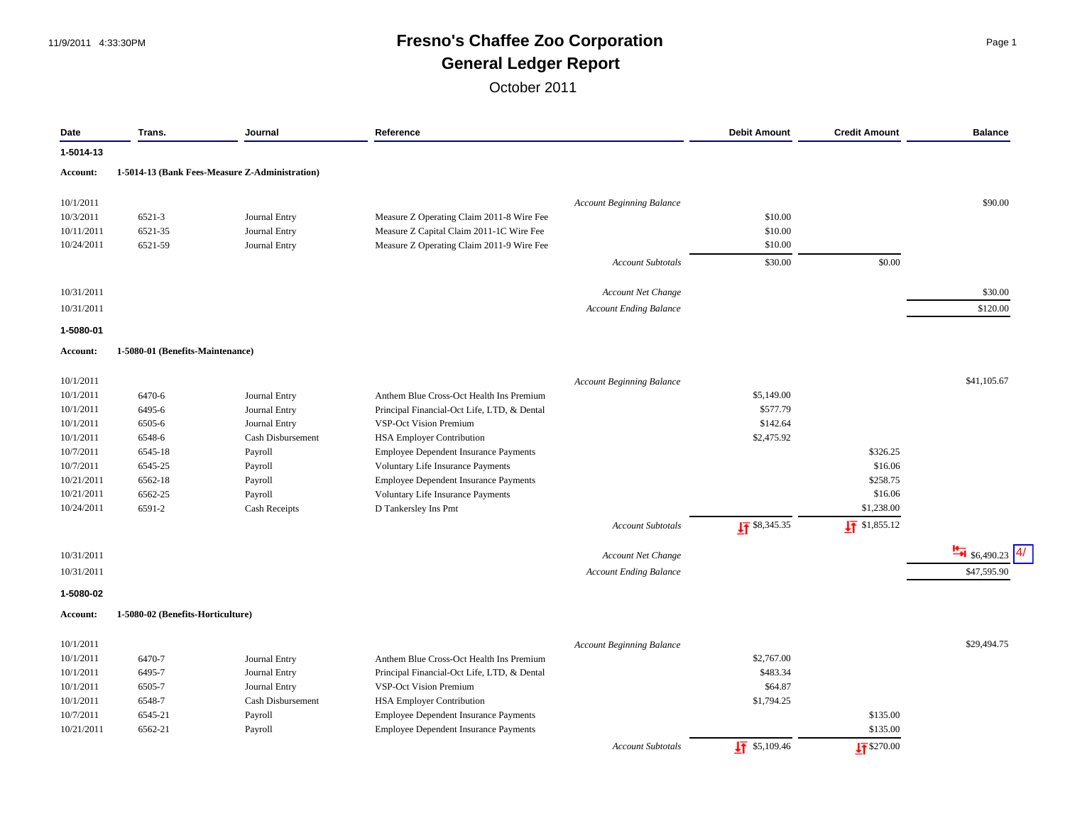# Fresno's Chaffee Zoo Corporation

## General Ledger Report

October 2011

| Date | Trans. | Journal | Reference | Debit Amount | Credit Amount | Balance |
|---|---|---|---|---|---|---|
| **1-5014-13** | | | | | | |
| **Account:** | **1-5014-13 (Bank Fees-Measure Z-Administration)** | | | | | |
| 10/1/2011 | | | *Account Beginning Balance* | | | $90.00 |
| 10/3/2011 | 6521-3 | Journal Entry | Measure Z Operating Claim 2011-8 Wire Fee | $10.00 | | |
| 10/11/2011 | 6521-35 | Journal Entry | Measure Z Capital Claim 2011-1C Wire Fee | $10.00 | | |
| 10/24/2011 | 6521-59 | Journal Entry | Measure Z Operating Claim 2011-9 Wire Fee | $10.00 | | |
| | | | *Account Subtotals* | $30.00 | $0.00 | |
| 10/31/2011 | | | *Account Net Change* | | | $30.00 |
| 10/31/2011 | | | *Account Ending Balance* | | | $120.00 |
| **1-5080-01** | | | | | | |
| **Account:** | **1-5080-01 (Benefits-Maintenance)** | | | | | |
| 10/1/2011 | | | *Account Beginning Balance* | | | $41,105.67 |
| 10/1/2011 | 6470-6 | Journal Entry | Anthem Blue Cross-Oct Health Ins Premium | $5,149.00 | | |
| 10/1/2011 | 6495-6 | Journal Entry | Principal Financial-Oct Life, LTD, & Dental | $577.79 | | |
| 10/1/2011 | 6505-6 | Journal Entry | VSP-Oct Vision Premium | $142.64 | | |
| 10/1/2011 | 6548-6 | Cash Disbursement | HSA Employer Contribution | $2,475.92 | | |
| 10/7/2011 | 6545-18 | Payroll | Employee Dependent Insurance Payments | | $326.25 | |
| 10/7/2011 | 6545-25 | Payroll | Voluntary Life Insurance Payments | | $16.06 | |
| 10/21/2011 | 6562-18 | Payroll | Employee Dependent Insurance Payments | | $258.75 | |
| 10/21/2011 | 6562-25 | Payroll | Voluntary Life Insurance Payments | | $16.06 | |
| 10/24/2011 | 6591-2 | Cash Receipts | D Tankersley Ins Pmt | | $1,238.00 | |
| | | | *Account Subtotals* | $8,345.35 | $1,855.12 | |
| 10/31/2011 | | | *Account Net Change* | | | $6,490.23 4/ |
| 10/31/2011 | | | *Account Ending Balance* | | | $47,595.90 |
| **1-5080-02** | | | | | | |
| **Account:** | **1-5080-02 (Benefits-Horticulture)** | | | | | |
| 10/1/2011 | | | *Account Beginning Balance* | | | $29,494.75 |
| 10/1/2011 | 6470-7 | Journal Entry | Anthem Blue Cross-Oct Health Ins Premium | $2,767.00 | | |
| 10/1/2011 | 6495-7 | Journal Entry | Principal Financial-Oct Life, LTD, & Dental | $483.34 | | |
| 10/1/2011 | 6505-7 | Journal Entry | VSP-Oct Vision Premium | $64.87 | | |
| 10/1/2011 | 6548-7 | Cash Disbursement | HSA Employer Contribution | $1,794.25 | | |
| 10/7/2011 | 6545-21 | Payroll | Employee Dependent Insurance Payments | | $135.00 | |
| 10/21/2011 | 6562-21 | Payroll | Employee Dependent Insurance Payments | | $135.00 | |
| | | | *Account Subtotals* | $5,109.46 | $270.00 | |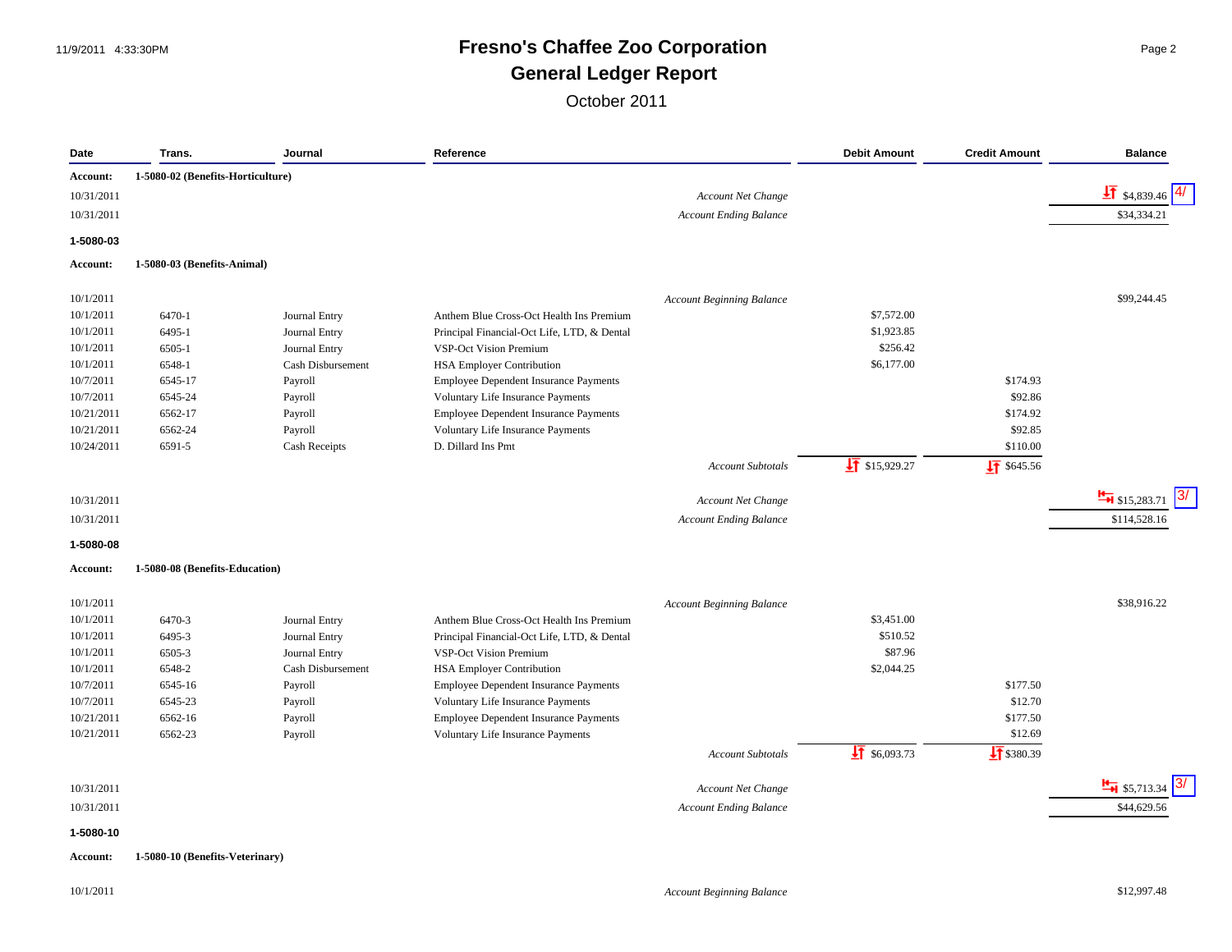# Fresno's Chaffee Zoo Corporation
## General Ledger Report
October 2011

| Date | Trans. | Journal | Reference | Debit Amount | Credit Amount | Balance |
|---|---|---|---|---|---|---|
| **Account:** | **1-5080-02 (Benefits-Horticulture)** | | | | | |
| 10/31/2011 | | | *Account Net Change* | | | $4,839.46 4/ |
| 10/31/2011 | | | *Account Ending Balance* | | | $34,334.21 |
| **1-5080-03** | | | | | | |
| **Account:** | **1-5080-03 (Benefits-Animal)** | | | | | |
| 10/1/2011 | | | *Account Beginning Balance* | | | $99,244.45 |
| 10/1/2011 | 6470-1 | Journal Entry | Anthem Blue Cross-Oct Health Ins Premium | $7,572.00 | | |
| 10/1/2011 | 6495-1 | Journal Entry | Principal Financial-Oct Life, LTD, & Dental | $1,923.85 | | |
| 10/1/2011 | 6505-1 | Journal Entry | VSP-Oct Vision Premium | $256.42 | | |
| 10/1/2011 | 6548-1 | Cash Disbursement | HSA Employer Contribution | $6,177.00 | | |
| 10/7/2011 | 6545-17 | Payroll | Employee Dependent Insurance Payments | | $174.93 | |
| 10/7/2011 | 6545-24 | Payroll | Voluntary Life Insurance Payments | | $92.86 | |
| 10/21/2011 | 6562-17 | Payroll | Employee Dependent Insurance Payments | | $174.92 | |
| 10/21/2011 | 6562-24 | Payroll | Voluntary Life Insurance Payments | | $92.85 | |
| 10/24/2011 | 6591-5 | Cash Receipts | D. Dillard Ins Pmt | | $110.00 | |
| | | | *Account Subtotals* | $15,929.27 | $645.56 | |
| 10/31/2011 | | | *Account Net Change* | | | $15,283.71 3/ |
| 10/31/2011 | | | *Account Ending Balance* | | | $114,528.16 |
| **1-5080-08** | | | | | | |
| **Account:** | **1-5080-08 (Benefits-Education)** | | | | | |
| 10/1/2011 | | | *Account Beginning Balance* | | | $38,916.22 |
| 10/1/2011 | 6470-3 | Journal Entry | Anthem Blue Cross-Oct Health Ins Premium | $3,451.00 | | |
| 10/1/2011 | 6495-3 | Journal Entry | Principal Financial-Oct Life, LTD, & Dental | $510.52 | | |
| 10/1/2011 | 6505-3 | Journal Entry | VSP-Oct Vision Premium | $87.96 | | |
| 10/1/2011 | 6548-2 | Cash Disbursement | HSA Employer Contribution | $2,044.25 | | |
| 10/7/2011 | 6545-16 | Payroll | Employee Dependent Insurance Payments | | $177.50 | |
| 10/7/2011 | 6545-23 | Payroll | Voluntary Life Insurance Payments | | $12.70 | |
| 10/21/2011 | 6562-16 | Payroll | Employee Dependent Insurance Payments | | $177.50 | |
| 10/21/2011 | 6562-23 | Payroll | Voluntary Life Insurance Payments | | $12.69 | |
| | | | *Account Subtotals* | $6,093.73 | $380.39 | |
| 10/31/2011 | | | *Account Net Change* | | | $5,713.34 3/ |
| 10/31/2011 | | | *Account Ending Balance* | | | $44,629.56 |
| **1-5080-10** | | | | | | |
| **Account:** | **1-5080-10 (Benefits-Veterinary)** | | | | | |
| 10/1/2011 | | | *Account Beginning Balance* | | | $12,997.48 |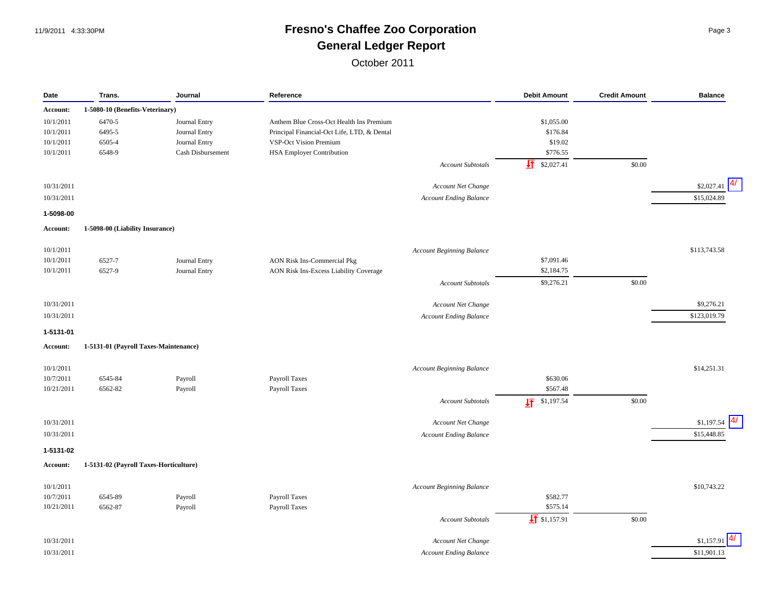# Fresno's Chaffee Zoo Corporation

## General Ledger Report

October 2011

| Date | Trans. | Journal | Reference | | Debit Amount | Credit Amount | Balance |
|---|---|---|---|---|---|---|---|
| **Account:** | **1-5080-10 (Benefits-Veterinary)** | | | | | | |
| 10/1/2011 | 6470-5 | Journal Entry | Anthem Blue Cross-Oct Health Ins Premium | | $1,055.00 | | |
| 10/1/2011 | 6495-5 | Journal Entry | Principal Financial-Oct Life, LTD, & Dental | | $176.84 | | |
| 10/1/2011 | 6505-4 | Journal Entry | VSP-Oct Vision Premium | | $19.02 | | |
| 10/1/2011 | 6548-9 | Cash Disbursement | HSA Employer Contribution | | $776.55 | | |
| | | | | *Account Subtotals* | $2,027.41 | $0.00 | |
| 10/31/2011 | | | | *Account Net Change* | | | $2,027.41 4/ |
| 10/31/2011 | | | | *Account Ending Balance* | | | $15,024.89 |
| **1-5098-00** | | | | | | | |
| **Account:** | **1-5098-00 (Liability Insurance)** | | | | | | |
| 10/1/2011 | | | | *Account Beginning Balance* | | | $113,743.58 |
| 10/1/2011 | 6527-7 | Journal Entry | AON Risk Ins-Commercial Pkg | | $7,091.46 | | |
| 10/1/2011 | 6527-9 | Journal Entry | AON Risk Ins-Excess Liability Coverage | | $2,184.75 | | |
| | | | | *Account Subtotals* | $9,276.21 | $0.00 | |
| 10/31/2011 | | | | *Account Net Change* | | | $9,276.21 |
| 10/31/2011 | | | | *Account Ending Balance* | | | $123,019.79 |
| **1-5131-01** | | | | | | | |
| **Account:** | **1-5131-01 (Payroll Taxes-Maintenance)** | | | | | | |
| 10/1/2011 | | | | *Account Beginning Balance* | | | $14,251.31 |
| 10/7/2011 | 6545-84 | Payroll | Payroll Taxes | | $630.06 | | |
| 10/21/2011 | 6562-82 | Payroll | Payroll Taxes | | $567.48 | | |
| | | | | *Account Subtotals* | $1,197.54 | $0.00 | |
| 10/31/2011 | | | | *Account Net Change* | | | $1,197.54 4/ |
| 10/31/2011 | | | | *Account Ending Balance* | | | $15,448.85 |
| **1-5131-02** | | | | | | | |
| **Account:** | **1-5131-02 (Payroll Taxes-Horticulture)** | | | | | | |
| 10/1/2011 | | | | *Account Beginning Balance* | | | $10,743.22 |
| 10/7/2011 | 6545-89 | Payroll | Payroll Taxes | | $582.77 | | |
| 10/21/2011 | 6562-87 | Payroll | Payroll Taxes | | $575.14 | | |
| | | | | *Account Subtotals* | $1,157.91 | $0.00 | |
| 10/31/2011 | | | | *Account Net Change* | | | $1,157.91 4/ |
| 10/31/2011 | | | | *Account Ending Balance* | | | $11,901.13 |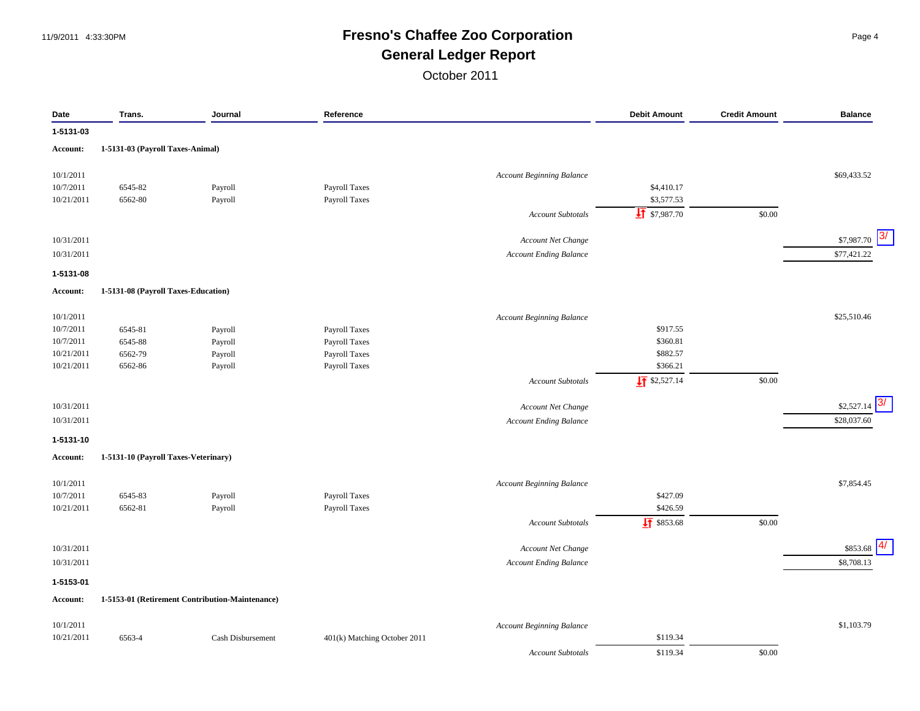# Fresno's Chaffee Zoo Corporation
## General Ledger Report
October 2011

| Date | Trans. | Journal | Reference | | Debit Amount | Credit Amount | Balance |
|---|---|---|---|---|---|---|---|
| **1-5131-03** | | | | | | | |
| **Account:** | **1-5131-03 (Payroll Taxes-Animal)** | | | | | | |
| 10/1/2011 | | | | *Account Beginning Balance* | | | $69,433.52 |
| 10/7/2011 | 6545-82 | Payroll | Payroll Taxes | | $4,410.17 | | |
| 10/21/2011 | 6562-80 | Payroll | Payroll Taxes | | $3,577.53 | | |
| | | | | *Account Subtotals* | $7,987.70 | $0.00 | |
| 10/31/2011 | | | | *Account Net Change* | | | $7,987.70 3/ |
| 10/31/2011 | | | | *Account Ending Balance* | | | $77,421.22 |
| **1-5131-08** | | | | | | | |
| **Account:** | **1-5131-08 (Payroll Taxes-Education)** | | | | | | |
| 10/1/2011 | | | | *Account Beginning Balance* | | | $25,510.46 |
| 10/7/2011 | 6545-81 | Payroll | Payroll Taxes | | $917.55 | | |
| 10/7/2011 | 6545-88 | Payroll | Payroll Taxes | | $360.81 | | |
| 10/21/2011 | 6562-79 | Payroll | Payroll Taxes | | $882.57 | | |
| 10/21/2011 | 6562-86 | Payroll | Payroll Taxes | | $366.21 | | |
| | | | | *Account Subtotals* | $2,527.14 | $0.00 | |
| 10/31/2011 | | | | *Account Net Change* | | | $2,527.14 3/ |
| 10/31/2011 | | | | *Account Ending Balance* | | | $28,037.60 |
| **1-5131-10** | | | | | | | |
| **Account:** | **1-5131-10 (Payroll Taxes-Veterinary)** | | | | | | |
| 10/1/2011 | | | | *Account Beginning Balance* | | | $7,854.45 |
| 10/7/2011 | 6545-83 | Payroll | Payroll Taxes | | $427.09 | | |
| 10/21/2011 | 6562-81 | Payroll | Payroll Taxes | | $426.59 | | |
| | | | | *Account Subtotals* | $853.68 | $0.00 | |
| 10/31/2011 | | | | *Account Net Change* | | | $853.68 4/ |
| 10/31/2011 | | | | *Account Ending Balance* | | | $8,708.13 |
| **1-5153-01** | | | | | | | |
| **Account:** | **1-5153-01 (Retirement Contribution-Maintenance)** | | | | | | |
| 10/1/2011 | | | | *Account Beginning Balance* | | | $1,103.79 |
| 10/21/2011 | 6563-4 | Cash Disbursement | 401(k) Matching October 2011 | | $119.34 | | |
| | | | | *Account Subtotals* | $119.34 | $0.00 | |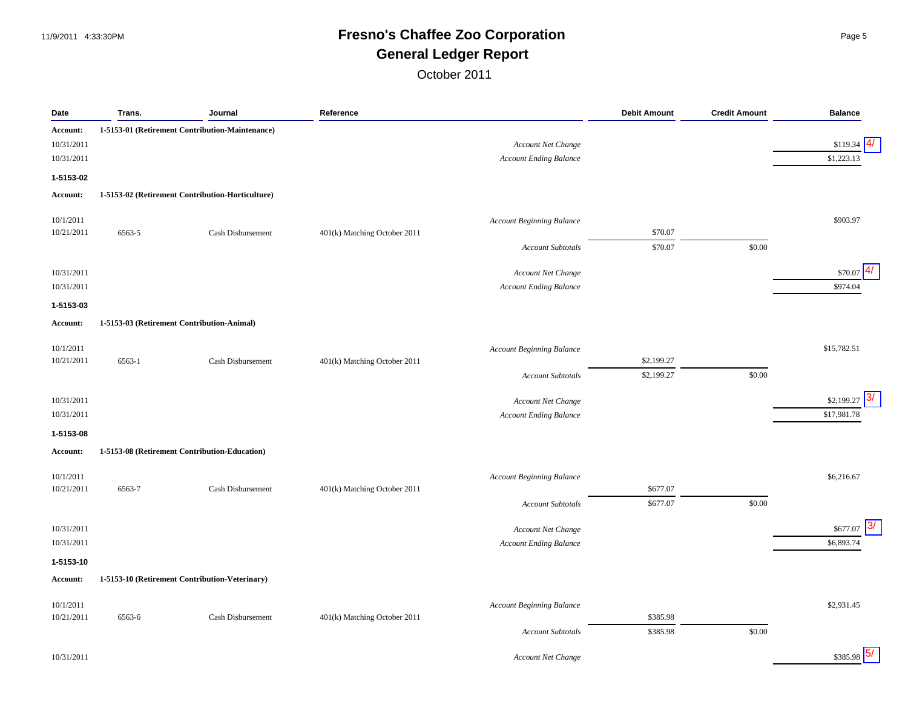# Fresno's Chaffee Zoo Corporation

## General Ledger Report

October 2011

| Date | Trans. | Journal | Reference | | Debit Amount | Credit Amount | Balance |
|---|---|---|---|---|---|---|---|
| **Account:** | **1-5153-01 (Retirement Contribution-Maintenance)** | | | | | | |
| 10/31/2011 | | | | *Account Net Change* | | | $119.34 4/ |
| 10/31/2011 | | | | *Account Ending Balance* | | | $1,223.13 |
| **1-5153-02** | | | | | | | |
| **Account:** | **1-5153-02 (Retirement Contribution-Horticulture)** | | | | | | |
| 10/1/2011 | | | | *Account Beginning Balance* | | | $903.97 |
| 10/21/2011 | 6563-5 | Cash Disbursement | 401(k) Matching October 2011 | | $70.07 | | |
| | | | | *Account Subtotals* | $70.07 | $0.00 | |
| 10/31/2011 | | | | *Account Net Change* | | | $70.07 4/ |
| 10/31/2011 | | | | *Account Ending Balance* | | | $974.04 |
| **1-5153-03** | | | | | | | |
| **Account:** | **1-5153-03 (Retirement Contribution-Animal)** | | | | | | |
| 10/1/2011 | | | | *Account Beginning Balance* | | | $15,782.51 |
| 10/21/2011 | 6563-1 | Cash Disbursement | 401(k) Matching October 2011 | | $2,199.27 | | |
| | | | | *Account Subtotals* | $2,199.27 | $0.00 | |
| 10/31/2011 | | | | *Account Net Change* | | | $2,199.27 3/ |
| 10/31/2011 | | | | *Account Ending Balance* | | | $17,981.78 |
| **1-5153-08** | | | | | | | |
| **Account:** | **1-5153-08 (Retirement Contribution-Education)** | | | | | | |
| 10/1/2011 | | | | *Account Beginning Balance* | | | $6,216.67 |
| 10/21/2011 | 6563-7 | Cash Disbursement | 401(k) Matching October 2011 | | $677.07 | | |
| | | | | *Account Subtotals* | $677.07 | $0.00 | |
| 10/31/2011 | | | | *Account Net Change* | | | $677.07 3/ |
| 10/31/2011 | | | | *Account Ending Balance* | | | $6,893.74 |
| **1-5153-10** | | | | | | | |
| **Account:** | **1-5153-10 (Retirement Contribution-Veterinary)** | | | | | | |
| 10/1/2011 | | | | *Account Beginning Balance* | | | $2,931.45 |
| 10/21/2011 | 6563-6 | Cash Disbursement | 401(k) Matching October 2011 | | $385.98 | | |
| | | | | *Account Subtotals* | $385.98 | $0.00 | |
| 10/31/2011 | | | | *Account Net Change* | | | $385.98 5/ |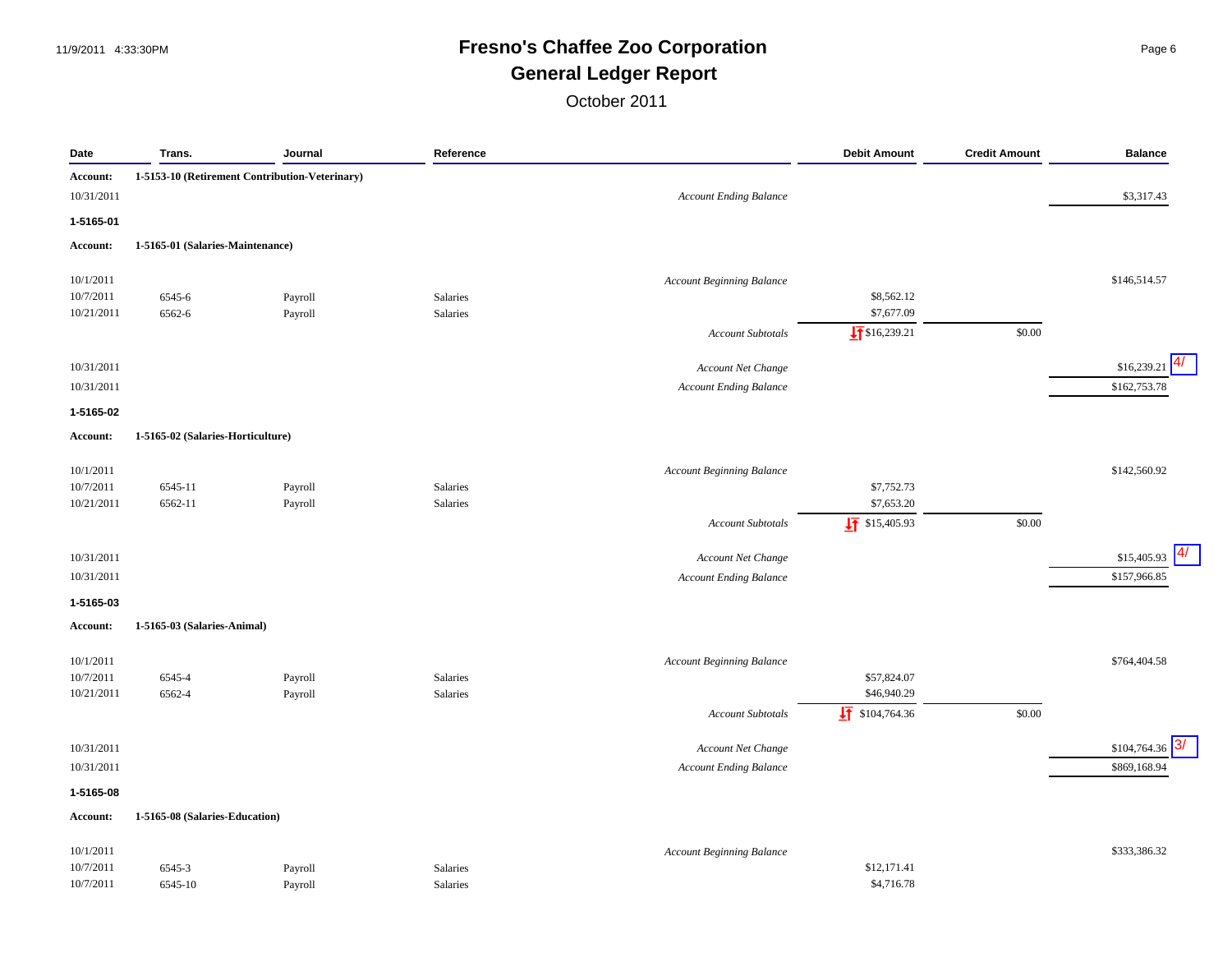# Fresno's Chaffee Zoo Corporation

## General Ledger Report

October 2011

| Date | Trans. | Journal | Reference | | Debit Amount | Credit Amount | Balance |
|---|---|---|---|---|---|---|---|
| **Account:** | **1-5153-10 (Retirement Contribution-Veterinary)** | | | | | | |
| 10/31/2011 | | | | *Account Ending Balance* | | | $3,317.43 |
| **1-5165-01** | | | | | | | |
| **Account:** | **1-5165-01 (Salaries-Maintenance)** | | | | | | |
| 10/1/2011 | | | | *Account Beginning Balance* | | | $146,514.57 |
| 10/7/2011 | 6545-6 | Payroll | Salaries | | $8,562.12 | | |
| 10/21/2011 | 6562-6 | Payroll | Salaries | | $7,677.09 | | |
| | | | | *Account Subtotals* | $16,239.21 | $0.00 | |
| 10/31/2011 | | | | *Account Net Change* | | | $16,239.21 4/ |
| 10/31/2011 | | | | *Account Ending Balance* | | | $162,753.78 |
| **1-5165-02** | | | | | | | |
| **Account:** | **1-5165-02 (Salaries-Horticulture)** | | | | | | |
| 10/1/2011 | | | | *Account Beginning Balance* | | | $142,560.92 |
| 10/7/2011 | 6545-11 | Payroll | Salaries | | $7,752.73 | | |
| 10/21/2011 | 6562-11 | Payroll | Salaries | | $7,653.20 | | |
| | | | | *Account Subtotals* | $15,405.93 | $0.00 | |
| 10/31/2011 | | | | *Account Net Change* | | | $15,405.93 4/ |
| 10/31/2011 | | | | *Account Ending Balance* | | | $157,966.85 |
| **1-5165-03** | | | | | | | |
| **Account:** | **1-5165-03 (Salaries-Animal)** | | | | | | |
| 10/1/2011 | | | | *Account Beginning Balance* | | | $764,404.58 |
| 10/7/2011 | 6545-4 | Payroll | Salaries | | $57,824.07 | | |
| 10/21/2011 | 6562-4 | Payroll | Salaries | | $46,940.29 | | |
| | | | | *Account Subtotals* | $104,764.36 | $0.00 | |
| 10/31/2011 | | | | *Account Net Change* | | | $104,764.36 3/ |
| 10/31/2011 | | | | *Account Ending Balance* | | | $869,168.94 |
| **1-5165-08** | | | | | | | |
| **Account:** | **1-5165-08 (Salaries-Education)** | | | | | | |
| 10/1/2011 | | | | *Account Beginning Balance* | | | $333,386.32 |
| 10/7/2011 | 6545-3 | Payroll | Salaries | | $12,171.41 | | |
| 10/7/2011 | 6545-10 | Payroll | Salaries | | $4,716.78 | | |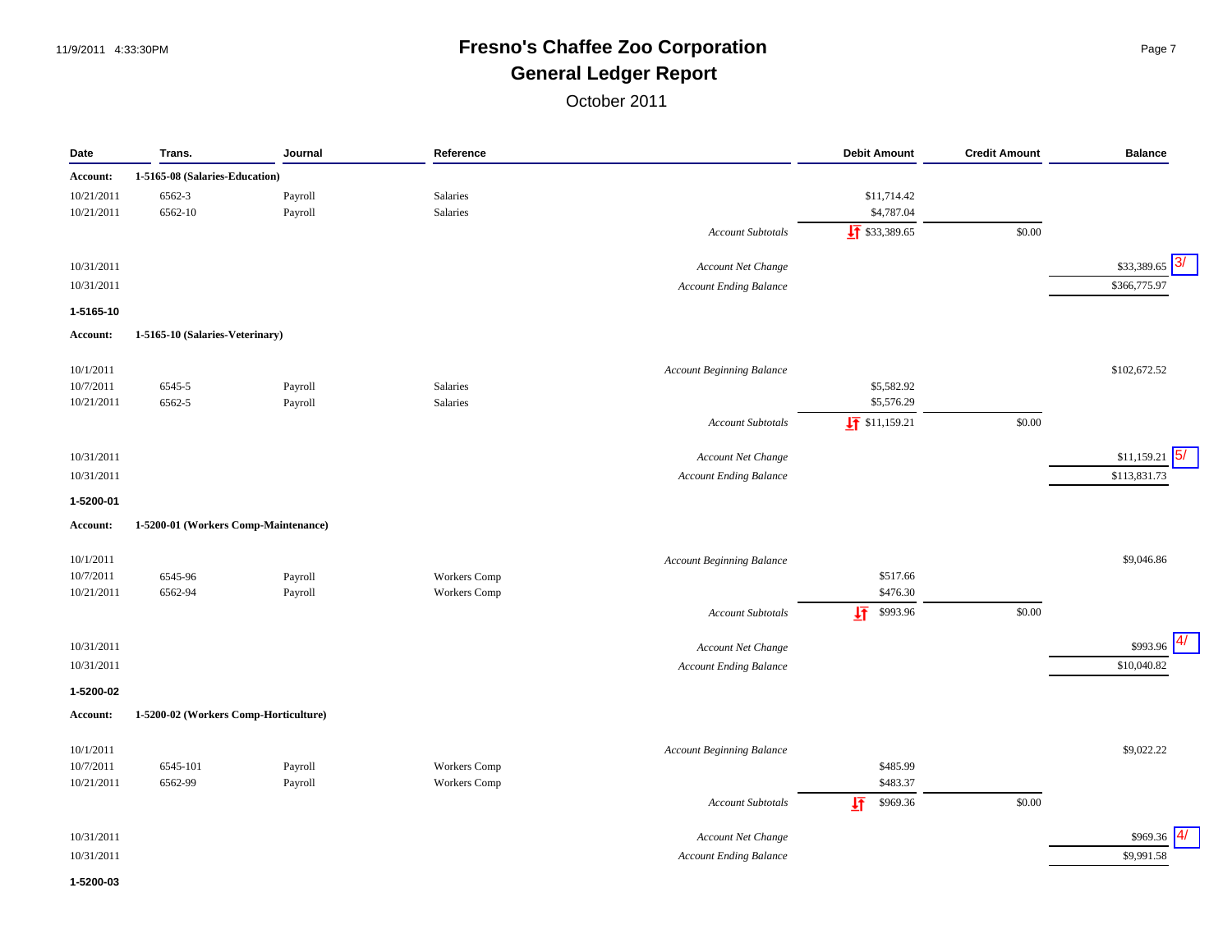# Fresno's Chaffee Zoo Corporation

## General Ledger Report

October 2011

| Date | Trans. | Journal | Reference | | Debit Amount | Credit Amount | Balance |
|---|---|---|---|---|---|---|---|
| **Account:** | **1-5165-08 (Salaries-Education)** | | | | | | |
| 10/21/2011 | 6562-3 | Payroll | Salaries | | $11,714.42 | | |
| 10/21/2011 | 6562-10 | Payroll | Salaries | | $4,787.04 | | |
| | | | | *Account Subtotals* | $33,389.65 | $0.00 | |
| 10/31/2011 | | | | *Account Net Change* | | | $33,389.65 3/ |
| 10/31/2011 | | | | *Account Ending Balance* | | | $366,775.97 |
| **1-5165-10** | | | | | | | |
| **Account:** | **1-5165-10 (Salaries-Veterinary)** | | | | | | |
| 10/1/2011 | | | | *Account Beginning Balance* | | | $102,672.52 |
| 10/7/2011 | 6545-5 | Payroll | Salaries | | $5,582.92 | | |
| 10/21/2011 | 6562-5 | Payroll | Salaries | | $5,576.29 | | |
| | | | | *Account Subtotals* | $11,159.21 | $0.00 | |
| 10/31/2011 | | | | *Account Net Change* | | | $11,159.21 5/ |
| 10/31/2011 | | | | *Account Ending Balance* | | | $113,831.73 |
| **1-5200-01** | | | | | | | |
| **Account:** | **1-5200-01 (Workers Comp-Maintenance)** | | | | | | |
| 10/1/2011 | | | | *Account Beginning Balance* | | | $9,046.86 |
| 10/7/2011 | 6545-96 | Payroll | Workers Comp | | $517.66 | | |
| 10/21/2011 | 6562-94 | Payroll | Workers Comp | | $476.30 | | |
| | | | | *Account Subtotals* | $993.96 | $0.00 | |
| 10/31/2011 | | | | *Account Net Change* | | | $993.96 4/ |
| 10/31/2011 | | | | *Account Ending Balance* | | | $10,040.82 |
| **1-5200-02** | | | | | | | |
| **Account:** | **1-5200-02 (Workers Comp-Horticulture)** | | | | | | |
| 10/1/2011 | | | | *Account Beginning Balance* | | | $9,022.22 |
| 10/7/2011 | 6545-101 | Payroll | Workers Comp | | $485.99 | | |
| 10/21/2011 | 6562-99 | Payroll | Workers Comp | | $483.37 | | |
| | | | | *Account Subtotals* | $969.36 | $0.00 | |
| 10/31/2011 | | | | *Account Net Change* | | | $969.36 4/ |
| 10/31/2011 | | | | *Account Ending Balance* | | | $9,991.58 |
| **1-5200-03** | | | | | | | |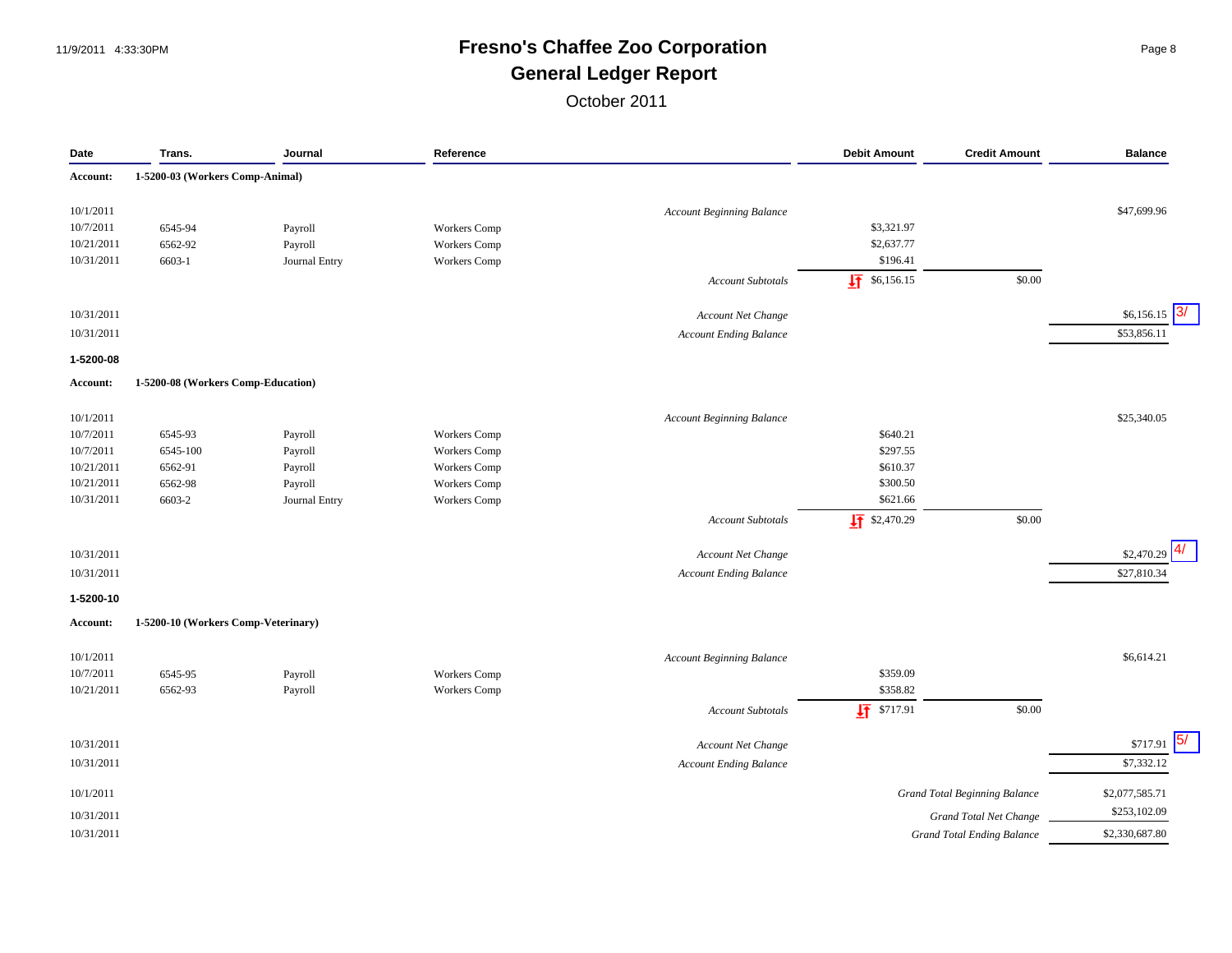# Fresno's Chaffee Zoo Corporation

## General Ledger Report

October 2011

| Date | Trans. | Journal | Reference | | Debit Amount | Credit Amount | Balance |
|---|---|---|---|---|---|---|---|
| **Account:** | **1-5200-03 (Workers Comp-Animal)** | | | | | | |
| 10/1/2011 | | | | *Account Beginning Balance* | | | $47,699.96 |
| 10/7/2011 | 6545-94 | Payroll | Workers Comp | | $3,321.97 | | |
| 10/21/2011 | 6562-92 | Payroll | Workers Comp | | $2,637.77 | | |
| 10/31/2011 | 6603-1 | Journal Entry | Workers Comp | | $196.41 | | |
| | | | | *Account Subtotals* | $6,156.15 | $0.00 | |
| 10/31/2011 | | | | *Account Net Change* | | | $6,156.15 3/ |
| 10/31/2011 | | | | *Account Ending Balance* | | | $53,856.11 |
| **1-5200-08** | | | | | | | |
| **Account:** | **1-5200-08 (Workers Comp-Education)** | | | | | | |
| 10/1/2011 | | | | *Account Beginning Balance* | | | $25,340.05 |
| 10/7/2011 | 6545-93 | Payroll | Workers Comp | | $640.21 | | |
| 10/7/2011 | 6545-100 | Payroll | Workers Comp | | $297.55 | | |
| 10/21/2011 | 6562-91 | Payroll | Workers Comp | | $610.37 | | |
| 10/21/2011 | 6562-98 | Payroll | Workers Comp | | $300.50 | | |
| 10/31/2011 | 6603-2 | Journal Entry | Workers Comp | | $621.66 | | |
| | | | | *Account Subtotals* | $2,470.29 | $0.00 | |
| 10/31/2011 | | | | *Account Net Change* | | | $2,470.29 4/ |
| 10/31/2011 | | | | *Account Ending Balance* | | | $27,810.34 |
| **1-5200-10** | | | | | | | |
| **Account:** | **1-5200-10 (Workers Comp-Veterinary)** | | | | | | |
| 10/1/2011 | | | | *Account Beginning Balance* | | | $6,614.21 |
| 10/7/2011 | 6545-95 | Payroll | Workers Comp | | $359.09 | | |
| 10/21/2011 | 6562-93 | Payroll | Workers Comp | | $358.82 | | |
| | | | | *Account Subtotals* | $717.91 | $0.00 | |
| 10/31/2011 | | | | *Account Net Change* | | | $717.91 5/ |
| 10/31/2011 | | | | *Account Ending Balance* | | | $7,332.12 |
| 10/1/2011 | | | | | | *Grand Total Beginning Balance* | $2,077,585.71 |
| 10/31/2011 | | | | | | *Grand Total Net Change* | $253,102.09 |
| 10/31/2011 | | | | | | *Grand Total Ending Balance* | $2,330,687.80 |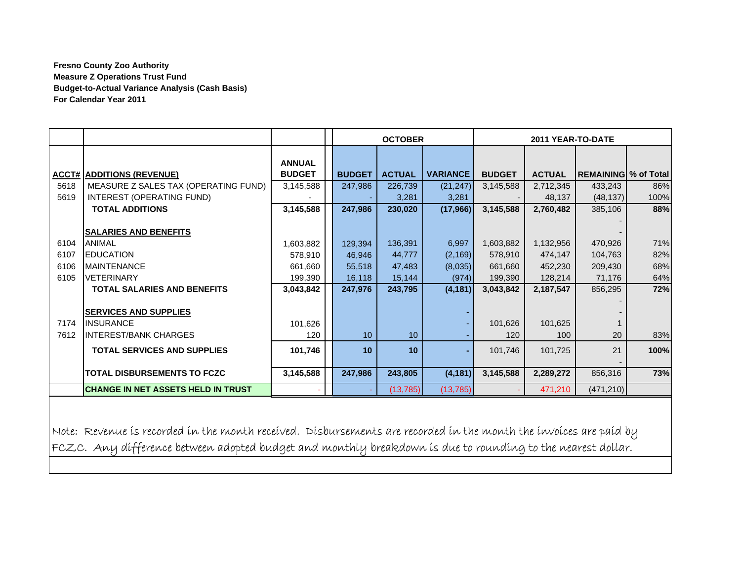**Fresno County Zoo Authority**
**Measure Z Operations Trust Fund**
**Budget-to-Actual Variance Analysis (Cash Basis)**
**For Calendar Year 2011**

| | | | OCTOBER | | | 2011 YEAR-TO-DATE | | | |
|---|---|---|---|---|---|---|---|---|---|
| **ACCT#** | **ADDITIONS (REVENUE)** | **ANNUAL BUDGET** | **BUDGET** | **ACTUAL** | **VARIANCE** | **BUDGET** | **ACTUAL** | **REMAINING** | **% of Total** |
| 5618 | MEASURE Z SALES TAX (OPERATING FUND) | 3,145,588 | 247,986 | 226,739 | (21,247) | 3,145,588 | 2,712,345 | 433,243 | 86% |
| 5619 | INTEREST (OPERATING FUND) | - | - | 3,281 | 3,281 | - | 48,137 | (48,137) | 100% |
| | **TOTAL ADDITIONS** | **3,145,588** | **247,986** | **230,020** | **(17,966)** | **3,145,588** | **2,760,482** | 385,106 | **88%** |
| | | | | | | | | - | |
| | **SALARIES AND BENEFITS** | | | | | | | - | |
| 6104 | ANIMAL | 1,603,882 | 129,394 | 136,391 | 6,997 | 1,603,882 | 1,132,956 | 470,926 | 71% |
| 6107 | EDUCATION | 578,910 | 46,946 | 44,777 | (2,169) | 578,910 | 474,147 | 104,763 | 82% |
| 6106 | MAINTENANCE | 661,660 | 55,518 | 47,483 | (8,035) | 661,660 | 452,230 | 209,430 | 68% |
| 6105 | VETERINARY | 199,390 | 16,118 | 15,144 | (974) | 199,390 | 128,214 | 71,176 | 64% |
| | **TOTAL SALARIES AND BENEFITS** | **3,043,842** | **247,976** | **243,795** | **(4,181)** | **3,043,842** | **2,187,547** | 856,295 | **72%** |
| | | | | | | | | - | |
| | **SERVICES AND SUPPLIES** | | | | - | | | - | |
| 7174 | INSURANCE | 101,626 | | | - | 101,626 | 101,625 | 1 | |
| 7612 | INTEREST/BANK CHARGES | 120 | 10 | 10 | - | 120 | 100 | 20 | 83% |
| | **TOTAL SERVICES AND SUPPLIES** | **101,746** | **10** | **10** | **-** | 101,746 | 101,725 | 21 | **100%** |
| | | | | | | | | - | |
| | **TOTAL DISBURSEMENTS TO FCZC** | **3,145,588** | **247,986** | **243,805** | **(4,181)** | **3,145,588** | **2,289,272** | 856,316 | **73%** |
| | **CHANGE IN NET ASSETS HELD IN TRUST** | - | - | (13,785) | (13,785) | - | 471,210 | (471,210) | |

Note: Revenue is recorded in the month received. Disbursements are recorded in the month the invoices are paid by FCZC. Any difference between adopted budget and monthly breakdown is due to rounding to the nearest dollar.